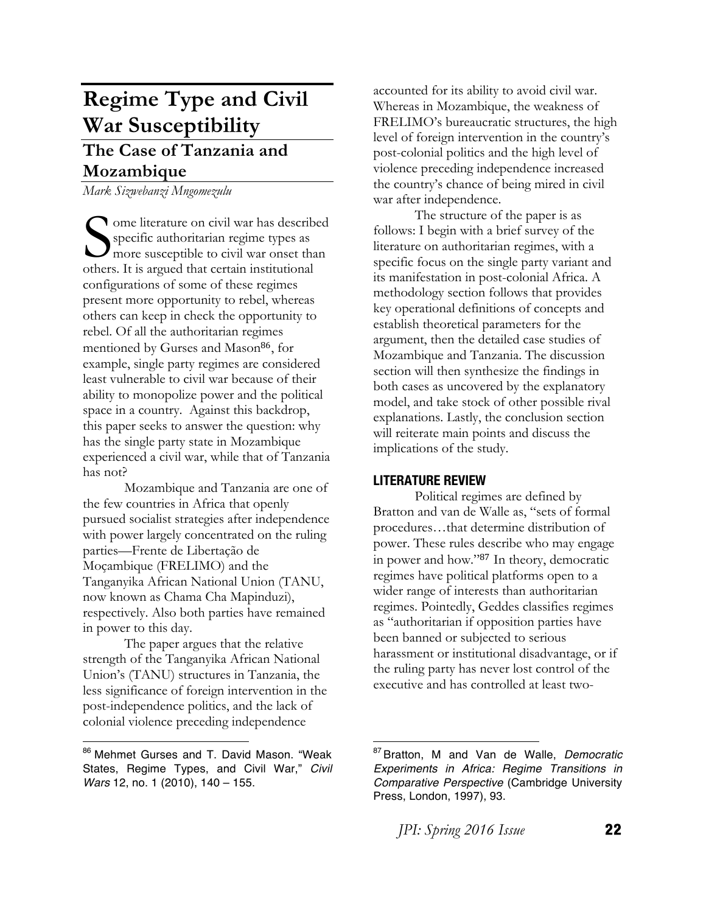# Regime Type and Civil War Susceptibility

## The Case of Tanzania and Mozambique

*Mark Sizwebanzi Mngomezulu*

Some literature on civil war has described specific authoritarian regime types as more susceptible to civil war onset than others. It is argued that certain institutional configurations of some of these regimes present more opportunity to rebel, whereas others can keep in check the opportunity to rebel. Of all the authoritarian regimes mentioned by Gurses and Mason[86], for example, single party regimes are considered least vulnerable to civil war because of their ability to monopolize power and the political space in a country. Against this backdrop, this paper seeks to answer the question: why has the single party state in Mozambique experienced a civil war, while that of Tanzania has not?

Mozambique and Tanzania are one of the few countries in Africa that openly pursued socialist strategies after independence with power largely concentrated on the ruling parties—Frente de Libertação de Moçambique (FRELIMO) and the Tanganyika African National Union (TANU, now known as Chama Cha Mapinduzi), respectively. Also both parties have remained in power to this day.

The paper argues that the relative strength of the Tanganyika African National Union's (TANU) structures in Tanzania, the less significance of foreign intervention in the post-independence politics, and the lack of colonial violence preceding independence accounted for its ability to avoid civil war. Whereas in Mozambique, the weakness of FRELIMO's bureaucratic structures, the high level of foreign intervention in the country's post-colonial politics and the high level of violence preceding independence increased the country's chance of being mired in civil war after independence.

The structure of the paper is as follows: I begin with a brief survey of the literature on authoritarian regimes, with a specific focus on the single party variant and its manifestation in post-colonial Africa. A methodology section follows that provides key operational definitions of concepts and establish theoretical parameters for the argument, then the detailed case studies of Mozambique and Tanzania. The discussion section will then synthesize the findings in both cases as uncovered by the explanatory model, and take stock of other possible rival explanations. Lastly, the conclusion section will reiterate main points and discuss the implications of the study.

### LITERATURE REVIEW

Political regimes are defined by Bratton and van de Walle as, "sets of formal procedures…that determine distribution of power. These rules describe who may engage in power and how."[87] In theory, democratic regimes have political platforms open to a wider range of interests than authoritarian regimes. Pointedly, Geddes classifies regimes as "authoritarian if opposition parties have been banned or subjected to serious harassment or institutional disadvantage, or if the ruling party has never lost control of the executive and has controlled at least two-

---

[86] Mehmet Gurses and T. David Mason. "Weak States, Regime Types, and Civil War," *Civil Wars* 12, no. 1 (2010), 140 – 155.

[87] Bratton, M and Van de Walle, *Democratic Experiments in Africa: Regime Transitions in Comparative Perspective* (Cambridge University Press, London, 1997), 93.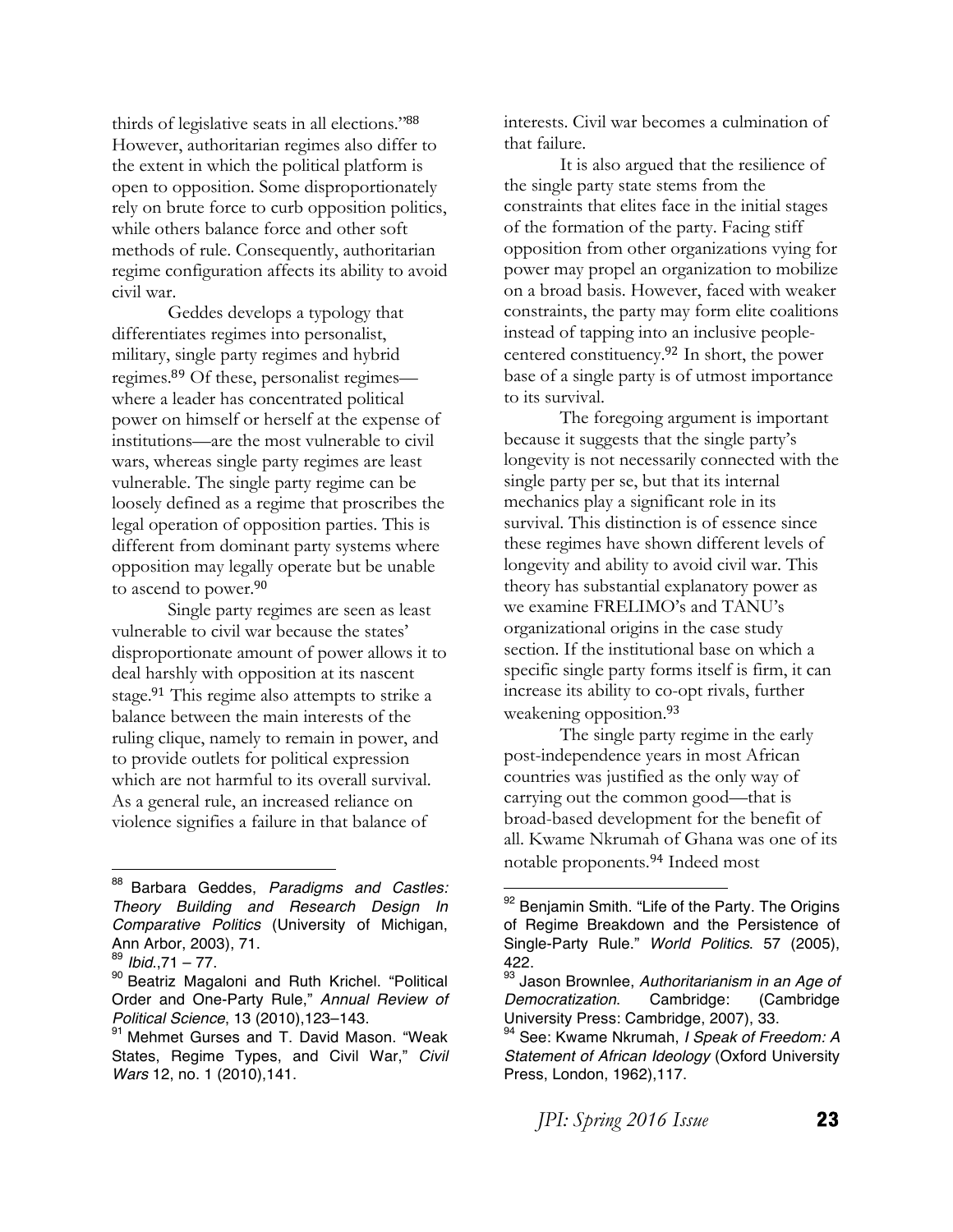thirds of legislative seats in all elections."[88] However, authoritarian regimes also differ to the extent in which the political platform is open to opposition. Some disproportionately rely on brute force to curb opposition politics, while others balance force and other soft methods of rule. Consequently, authoritarian regime configuration affects its ability to avoid civil war.

Geddes develops a typology that differentiates regimes into personalist, military, single party regimes and hybrid regimes.[89] Of these, personalist regimes—where a leader has concentrated political power on himself or herself at the expense of institutions—are the most vulnerable to civil wars, whereas single party regimes are least vulnerable. The single party regime can be loosely defined as a regime that proscribes the legal operation of opposition parties. This is different from dominant party systems where opposition may legally operate but be unable to ascend to power.[90]

Single party regimes are seen as least vulnerable to civil war because the states' disproportionate amount of power allows it to deal harshly with opposition at its nascent stage.[91] This regime also attempts to strike a balance between the main interests of the ruling clique, namely to remain in power, and to provide outlets for political expression which are not harmful to its overall survival. As a general rule, an increased reliance on violence signifies a failure in that balance of interests. Civil war becomes a culmination of that failure.

It is also argued that the resilience of the single party state stems from the constraints that elites face in the initial stages of the formation of the party. Facing stiff opposition from other organizations vying for power may propel an organization to mobilize on a broad basis. However, faced with weaker constraints, the party may form elite coalitions instead of tapping into an inclusive people-centered constituency.[92] In short, the power base of a single party is of utmost importance to its survival.

The foregoing argument is important because it suggests that the single party's longevity is not necessarily connected with the single party per se, but that its internal mechanics play a significant role in its survival. This distinction is of essence since these regimes have shown different levels of longevity and ability to avoid civil war. This theory has substantial explanatory power as we examine FRELIMO's and TANU's organizational origins in the case study section. If the institutional base on which a specific single party forms itself is firm, it can increase its ability to co-opt rivals, further weakening opposition.[93]

The single party regime in the early post-independence years in most African countries was justified as the only way of carrying out the common good—that is broad-based development for the benefit of all. Kwame Nkrumah of Ghana was one of its notable proponents.[94] Indeed most

---

[88] Barbara Geddes, *Paradigms and Castles: Theory Building and Research Design In Comparative Politics* (University of Michigan, Ann Arbor, 2003), 71.

[89] *Ibid*.,71 – 77.

[90] Beatriz Magaloni and Ruth Krichel. "Political Order and One-Party Rule," *Annual Review of Political Science*, 13 (2010),123–143.

[91] Mehmet Gurses and T. David Mason. "Weak States, Regime Types, and Civil War," *Civil Wars* 12, no. 1 (2010),141.

[92] Benjamin Smith. "Life of the Party. The Origins of Regime Breakdown and the Persistence of Single-Party Rule." *World Politics*. 57 (2005), 422.

[93] Jason Brownlee, *Authoritarianism in an Age of Democratization*. Cambridge: (Cambridge University Press: Cambridge, 2007), 33.

[94] See: Kwame Nkrumah, *I Speak of Freedom: A Statement of African Ideology* (Oxford University Press, London, 1962),117.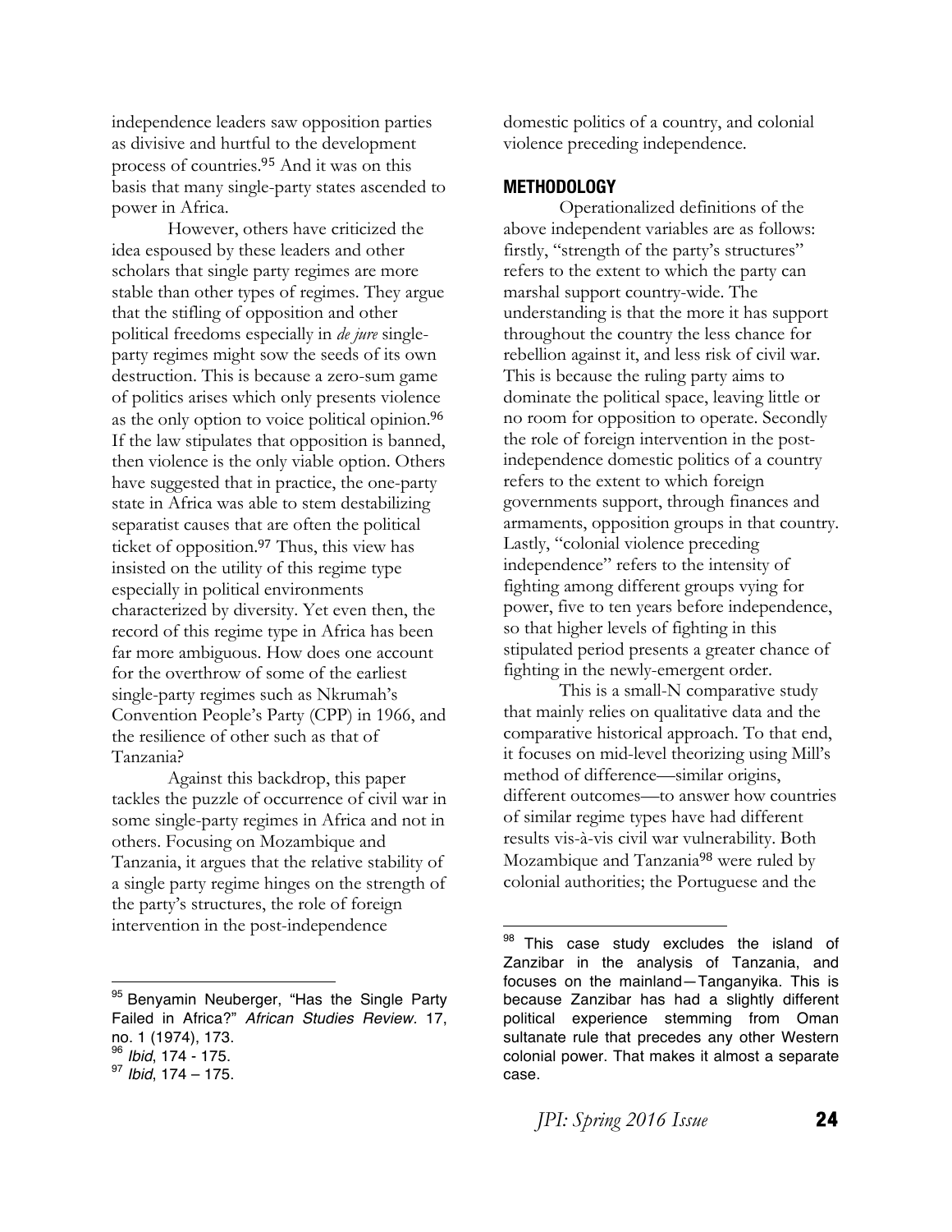independence leaders saw opposition parties as divisive and hurtful to the development process of countries.[95] And it was on this basis that many single-party states ascended to power in Africa.

However, others have criticized the idea espoused by these leaders and other scholars that single party regimes are more stable than other types of regimes. They argue that the stifling of opposition and other political freedoms especially in *de jure* single-party regimes might sow the seeds of its own destruction. This is because a zero-sum game of politics arises which only presents violence as the only option to voice political opinion.[96] If the law stipulates that opposition is banned, then violence is the only viable option. Others have suggested that in practice, the one-party state in Africa was able to stem destabilizing separatist causes that are often the political ticket of opposition.[97] Thus, this view has insisted on the utility of this regime type especially in political environments characterized by diversity. Yet even then, the record of this regime type in Africa has been far more ambiguous. How does one account for the overthrow of some of the earliest single-party regimes such as Nkrumah's Convention People's Party (CPP) in 1966, and the resilience of other such as that of Tanzania?

Against this backdrop, this paper tackles the puzzle of occurrence of civil war in some single-party regimes in Africa and not in others. Focusing on Mozambique and Tanzania, it argues that the relative stability of a single party regime hinges on the strength of the party's structures, the role of foreign intervention in the post-independence domestic politics of a country, and colonial violence preceding independence.

## METHODOLOGY

Operationalized definitions of the above independent variables are as follows: firstly, "strength of the party's structures" refers to the extent to which the party can marshal support country-wide. The understanding is that the more it has support throughout the country the less chance for rebellion against it, and less risk of civil war. This is because the ruling party aims to dominate the political space, leaving little or no room for opposition to operate. Secondly the role of foreign intervention in the post-independence domestic politics of a country refers to the extent to which foreign governments support, through finances and armaments, opposition groups in that country. Lastly, "colonial violence preceding independence" refers to the intensity of fighting among different groups vying for power, five to ten years before independence, so that higher levels of fighting in this stipulated period presents a greater chance of fighting in the newly-emergent order.

This is a small-N comparative study that mainly relies on qualitative data and the comparative historical approach. To that end, it focuses on mid-level theorizing using Mill's method of difference—similar origins, different outcomes—to answer how countries of similar regime types have had different results vis-à-vis civil war vulnerability. Both Mozambique and Tanzania[98] were ruled by colonial authorities; the Portuguese and the

---

[95] Benyamin Neuberger, "Has the Single Party Failed in Africa?" *African Studies Review*. 17, no. 1 (1974), 173.

[96] *Ibid*, 174 - 175.

[97] *Ibid*, 174 – 175.

[98] This case study excludes the island of Zanzibar in the analysis of Tanzania, and focuses on the mainland—Tanganyika. This is because Zanzibar has had a slightly different political experience stemming from Oman sultanate rule that precedes any other Western colonial power. That makes it almost a separate case.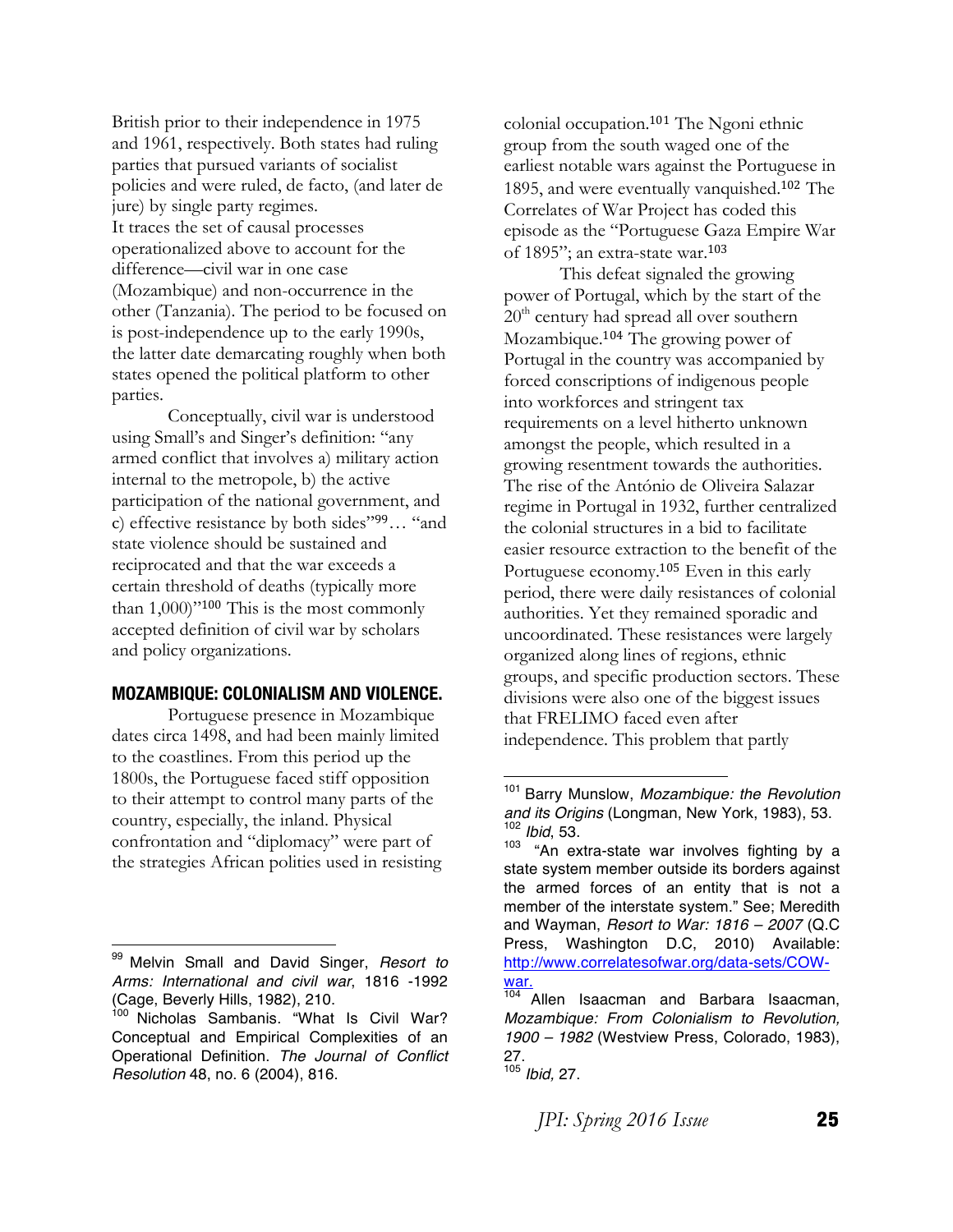British prior to their independence in 1975 and 1961, respectively. Both states had ruling parties that pursued variants of socialist policies and were ruled, de facto, (and later de jure) by single party regimes.
It traces the set of causal processes operationalized above to account for the difference—civil war in one case (Mozambique) and non-occurrence in the other (Tanzania). The period to be focused on is post-independence up to the early 1990s, the latter date demarcating roughly when both states opened the political platform to other parties.

Conceptually, civil war is understood using Small's and Singer's definition: "any armed conflict that involves a) military action internal to the metropole, b) the active participation of the national government, and c) effective resistance by both sides"[99]… "and state violence should be sustained and reciprocated and that the war exceeds a certain threshold of deaths (typically more than 1,000)"[100] This is the most commonly accepted definition of civil war by scholars and policy organizations.

## MOZAMBIQUE: COLONIALISM AND VIOLENCE.

Portuguese presence in Mozambique dates circa 1498, and had been mainly limited to the coastlines. From this period up the 1800s, the Portuguese faced stiff opposition to their attempt to control many parts of the country, especially, the inland. Physical confrontation and "diplomacy" were part of the strategies African polities used in resisting colonial occupation.[101] The Ngoni ethnic group from the south waged one of the earliest notable wars against the Portuguese in 1895, and were eventually vanquished.[102] The Correlates of War Project has coded this episode as the "Portuguese Gaza Empire War of 1895"; an extra-state war.[103]

This defeat signaled the growing power of Portugal, which by the start of the 20th century had spread all over southern Mozambique.[104] The growing power of Portugal in the country was accompanied by forced conscriptions of indigenous people into workforces and stringent tax requirements on a level hitherto unknown amongst the people, which resulted in a growing resentment towards the authorities. The rise of the António de Oliveira Salazar regime in Portugal in 1932, further centralized the colonial structures in a bid to facilitate easier resource extraction to the benefit of the Portuguese economy.[105] Even in this early period, there were daily resistances of colonial authorities. Yet they remained sporadic and uncoordinated. These resistances were largely organized along lines of regions, ethnic groups, and specific production sectors. These divisions were also one of the biggest issues that FRELIMO faced even after independence. This problem that partly

---

[99] Melvin Small and David Singer, *Resort to Arms: International and civil war*, 1816 -1992 (Cage, Beverly Hills, 1982), 210.

[100] Nicholas Sambanis. "What Is Civil War? Conceptual and Empirical Complexities of an Operational Definition. *The Journal of Conflict Resolution* 48, no. 6 (2004), 816.

[101] Barry Munslow, *Mozambique: the Revolution and its Origins* (Longman, New York, 1983), 53.

[102] *Ibid*, 53.

[103] "An extra-state war involves fighting by a state system member outside its borders against the armed forces of an entity that is not a member of the interstate system." See; Meredith and Wayman, *Resort to War: 1816 – 2007* (Q.C Press, Washington D.C, 2010) Available: http://www.correlatesofwar.org/data-sets/COW-war.

[104] Allen Isaacman and Barbara Isaacman, *Mozambique: From Colonialism to Revolution, 1900 – 1982* (Westview Press, Colorado, 1983), 27.

[105] *Ibid,* 27.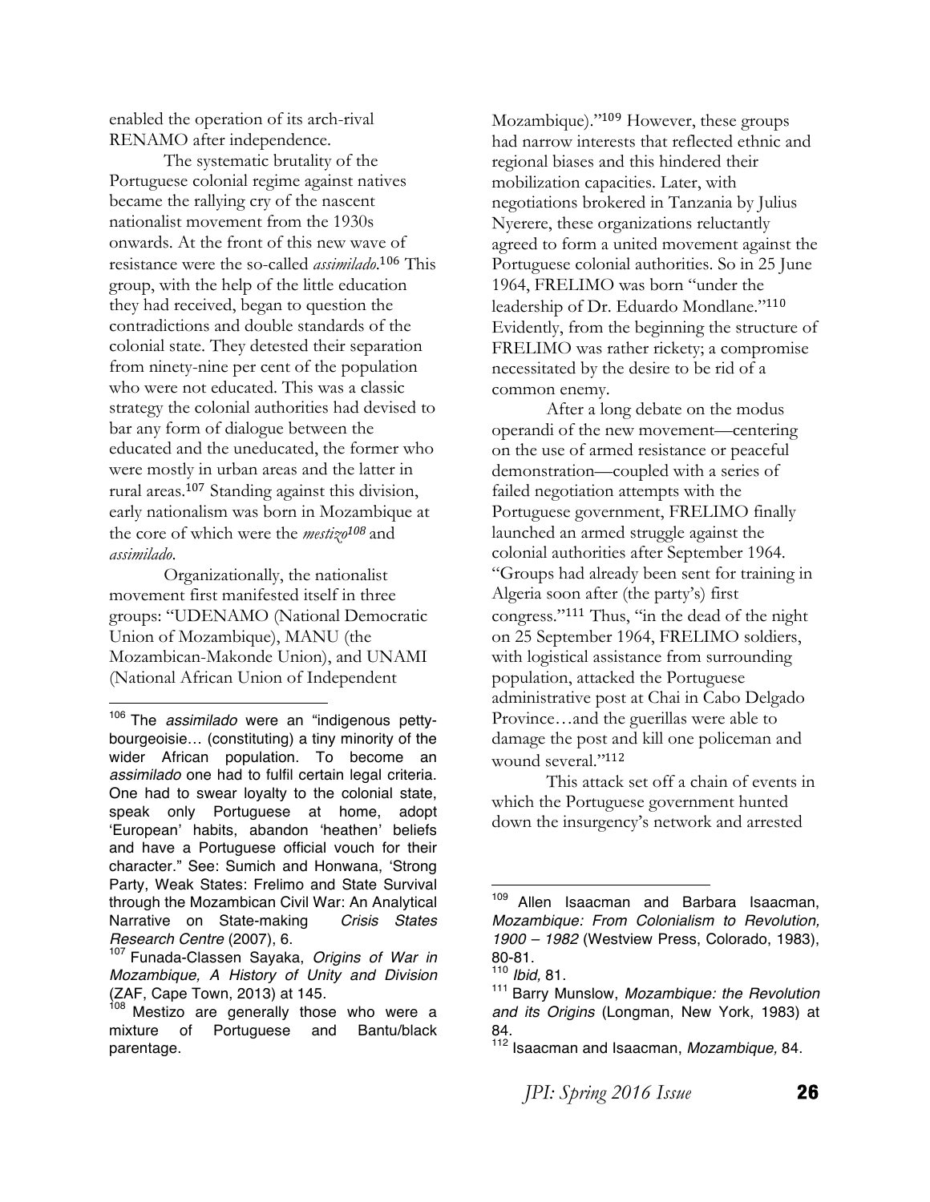enabled the operation of its arch-rival RENAMO after independence.

The systematic brutality of the Portuguese colonial regime against natives became the rallying cry of the nascent nationalist movement from the 1930s onwards. At the front of this new wave of resistance were the so-called *assimilado*.[106] This group, with the help of the little education they had received, began to question the contradictions and double standards of the colonial state. They detested their separation from ninety-nine per cent of the population who were not educated. This was a classic strategy the colonial authorities had devised to bar any form of dialogue between the educated and the uneducated, the former who were mostly in urban areas and the latter in rural areas.[107] Standing against this division, early nationalism was born in Mozambique at the core of which were the *mestizo*[108] and *assimilado*.

Organizationally, the nationalist movement first manifested itself in three groups: "UDENAMO (National Democratic Union of Mozambique), MANU (the Mozambican-Makonde Union), and UNAMI (National African Union of Independent Mozambique)."[109] However, these groups had narrow interests that reflected ethnic and regional biases and this hindered their mobilization capacities. Later, with negotiations brokered in Tanzania by Julius Nyerere, these organizations reluctantly agreed to form a united movement against the Portuguese colonial authorities. So in 25 June 1964, FRELIMO was born "under the leadership of Dr. Eduardo Mondlane."[110] Evidently, from the beginning the structure of FRELIMO was rather rickety; a compromise necessitated by the desire to be rid of a common enemy.

After a long debate on the modus operandi of the new movement—centering on the use of armed resistance or peaceful demonstration—coupled with a series of failed negotiation attempts with the Portuguese government, FRELIMO finally launched an armed struggle against the colonial authorities after September 1964. "Groups had already been sent for training in Algeria soon after (the party's) first congress."[111] Thus, "in the dead of the night on 25 September 1964, FRELIMO soldiers, with logistical assistance from surrounding population, attacked the Portuguese administrative post at Chai in Cabo Delgado Province…and the guerillas were able to damage the post and kill one policeman and wound several."[112]

This attack set off a chain of events in which the Portuguese government hunted down the insurgency's network and arrested

---

[106] The *assimilado* were an "indigenous petty-bourgeoisie… (constituting) a tiny minority of the wider African population. To become an *assimilado* one had to fulfil certain legal criteria. One had to swear loyalty to the colonial state, speak only Portuguese at home, adopt 'European' habits, abandon 'heathen' beliefs and have a Portuguese official vouch for their character." See: Sumich and Honwana, 'Strong Party, Weak States: Frelimo and State Survival through the Mozambican Civil War: An Analytical Narrative on State-making *Crisis States Research Centre* (2007), 6.

[107] Funada-Classen Sayaka, *Origins of War in Mozambique, A History of Unity and Division* (ZAF, Cape Town, 2013) at 145.

[108] Mestizo are generally those who were a mixture of Portuguese and Bantu/black parentage.

[109] Allen Isaacman and Barbara Isaacman, *Mozambique: From Colonialism to Revolution, 1900 – 1982* (Westview Press, Colorado, 1983), 80-81.

[110] *Ibid,* 81.

[111] Barry Munslow, *Mozambique: the Revolution and its Origins* (Longman, New York, 1983) at 84.

[112] Isaacman and Isaacman, *Mozambique,* 84.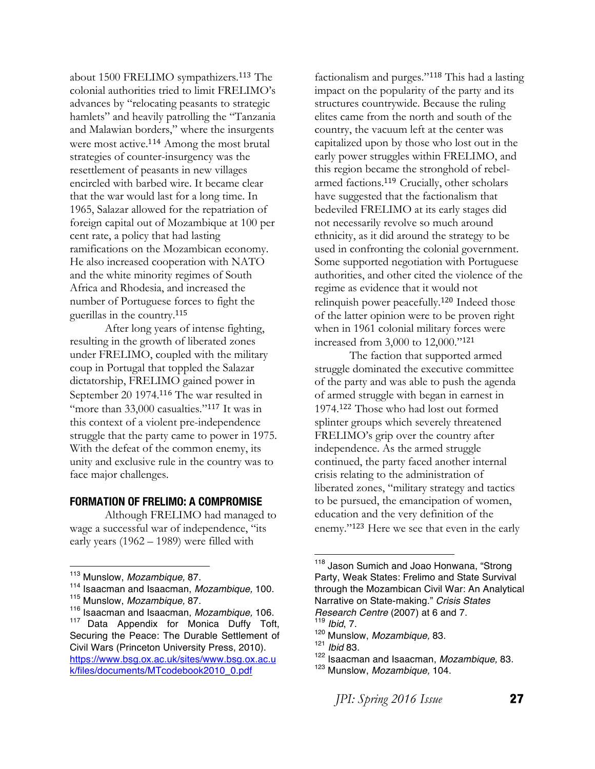about 1500 FRELIMO sympathizers.[113] The colonial authorities tried to limit FRELIMO's advances by "relocating peasants to strategic hamlets" and heavily patrolling the "Tanzania and Malawian borders," where the insurgents were most active.[114] Among the most brutal strategies of counter-insurgency was the resettlement of peasants in new villages encircled with barbed wire. It became clear that the war would last for a long time. In 1965, Salazar allowed for the repatriation of foreign capital out of Mozambique at 100 per cent rate, a policy that had lasting ramifications on the Mozambican economy. He also increased cooperation with NATO and the white minority regimes of South Africa and Rhodesia, and increased the number of Portuguese forces to fight the guerillas in the country.[115]

After long years of intense fighting, resulting in the growth of liberated zones under FRELIMO, coupled with the military coup in Portugal that toppled the Salazar dictatorship, FRELIMO gained power in September 20 1974.[116] The war resulted in "more than 33,000 casualties."[117] It was in this context of a violent pre-independence struggle that the party came to power in 1975. With the defeat of the common enemy, its unity and exclusive rule in the country was to face major challenges.

## FORMATION OF FRELIMO: A COMPROMISE

Although FRELIMO had managed to wage a successful war of independence, "its early years (1962 – 1989) were filled with factionalism and purges."[118] This had a lasting impact on the popularity of the party and its structures countrywide. Because the ruling elites came from the north and south of the country, the vacuum left at the center was capitalized upon by those who lost out in the early power struggles within FRELIMO, and this region became the stronghold of rebel-armed factions.[119] Crucially, other scholars have suggested that the factionalism that bedeviled FRELIMO at its early stages did not necessarily revolve so much around ethnicity, as it did around the strategy to be used in confronting the colonial government. Some supported negotiation with Portuguese authorities, and other cited the violence of the regime as evidence that it would not relinquish power peacefully.[120] Indeed those of the latter opinion were to be proven right when in 1961 colonial military forces were increased from 3,000 to 12,000."[121]

The faction that supported armed struggle dominated the executive committee of the party and was able to push the agenda of armed struggle with began in earnest in 1974.[122] Those who had lost out formed splinter groups which severely threatened FRELIMO's grip over the country after independence. As the armed struggle continued, the party faced another internal crisis relating to the administration of liberated zones, "military strategy and tactics to be pursued, the emancipation of women, education and the very definition of the enemy."[123] Here we see that even in the early

---

[113] Munslow, *Mozambique,* 87.

[114] Isaacman and Isaacman, *Mozambique,* 100.

[115] Munslow, *Mozambique,* 87.

[116] Isaacman and Isaacman, *Mozambique,* 106.

[117] Data Appendix for Monica Duffy Toft, Securing the Peace: The Durable Settlement of Civil Wars (Princeton University Press, 2010). https://www.bsg.ox.ac.uk/sites/www.bsg.ox.ac.uk/files/documents/MTcodebook2010_0.pdf

[118] Jason Sumich and Joao Honwana, "Strong Party, Weak States: Frelimo and State Survival through the Mozambican Civil War: An Analytical Narrative on State-making." *Crisis States Research Centre* (2007) at 6 and 7.

[119] *Ibid*, 7.

[120] Munslow, *Mozambique,* 83.

[121] *Ibid* 83.

[122] Isaacman and Isaacman, *Mozambique,* 83.

[123] Munslow, *Mozambique,* 104.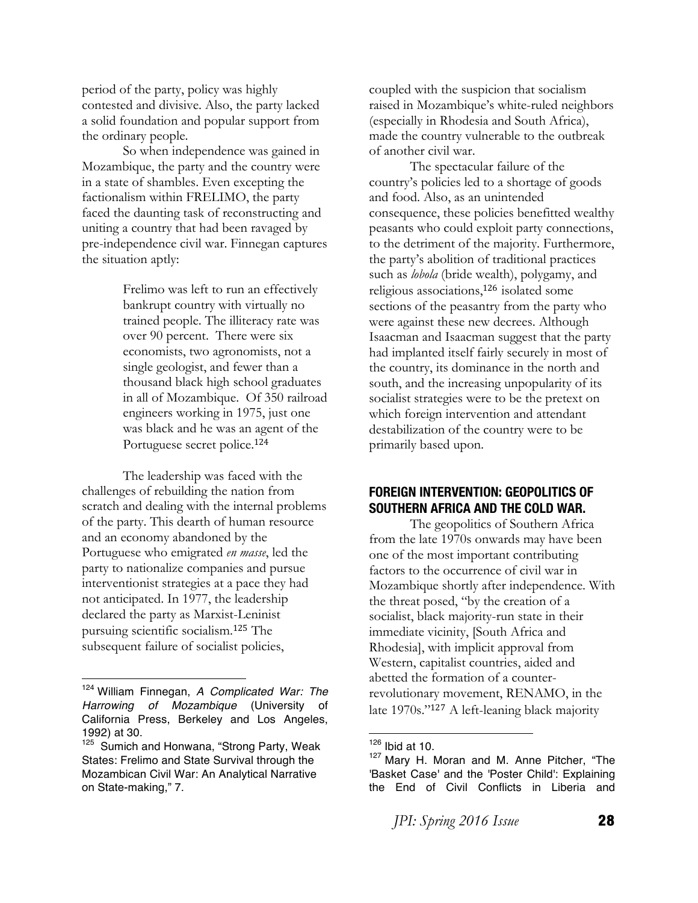period of the party, policy was highly contested and divisive. Also, the party lacked a solid foundation and popular support from the ordinary people.

So when independence was gained in Mozambique, the party and the country were in a state of shambles. Even excepting the factionalism within FRELIMO, the party faced the daunting task of reconstructing and uniting a country that had been ravaged by pre-independence civil war. Finnegan captures the situation aptly:

> Frelimo was left to run an effectively bankrupt country with virtually no trained people. The illiteracy rate was over 90 percent. There were six economists, two agronomists, not a single geologist, and fewer than a thousand black high school graduates in all of Mozambique. Of 350 railroad engineers working in 1975, just one was black and he was an agent of the Portuguese secret police.[124]

The leadership was faced with the challenges of rebuilding the nation from scratch and dealing with the internal problems of the party. This dearth of human resource and an economy abandoned by the Portuguese who emigrated *en masse*, led the party to nationalize companies and pursue interventionist strategies at a pace they had not anticipated. In 1977, the leadership declared the party as Marxist-Leninist pursuing scientific socialism.[125] The subsequent failure of socialist policies, coupled with the suspicion that socialism raised in Mozambique's white-ruled neighbors (especially in Rhodesia and South Africa), made the country vulnerable to the outbreak of another civil war.

The spectacular failure of the country's policies led to a shortage of goods and food. Also, as an unintended consequence, these policies benefitted wealthy peasants who could exploit party connections, to the detriment of the majority. Furthermore, the party's abolition of traditional practices such as *lobola* (bride wealth), polygamy, and religious associations,[126] isolated some sections of the peasantry from the party who were against these new decrees. Although Isaacman and Isaacman suggest that the party had implanted itself fairly securely in most of the country, its dominance in the north and south, and the increasing unpopularity of its socialist strategies were to be the pretext on which foreign intervention and attendant destabilization of the country were to be primarily based upon.

## FOREIGN INTERVENTION: GEOPOLITICS OF SOUTHERN AFRICA AND THE COLD WAR.

The geopolitics of Southern Africa from the late 1970s onwards may have been one of the most important contributing factors to the occurrence of civil war in Mozambique shortly after independence. With the threat posed, "by the creation of a socialist, black majority-run state in their immediate vicinity, [South Africa and Rhodesia], with implicit approval from Western, capitalist countries, aided and abetted the formation of a counter-revolutionary movement, RENAMO, in the late 1970s."[127] A left-leaning black majority

---

[124] William Finnegan, *A Complicated War: The Harrowing of Mozambique* (University of California Press, Berkeley and Los Angeles, 1992) at 30.

[125] Sumich and Honwana, "Strong Party, Weak States: Frelimo and State Survival through the Mozambican Civil War: An Analytical Narrative on State-making," 7.

[126] Ibid at 10.

[127] Mary H. Moran and M. Anne Pitcher, "The 'Basket Case' and the 'Poster Child': Explaining the End of Civil Conflicts in Liberia and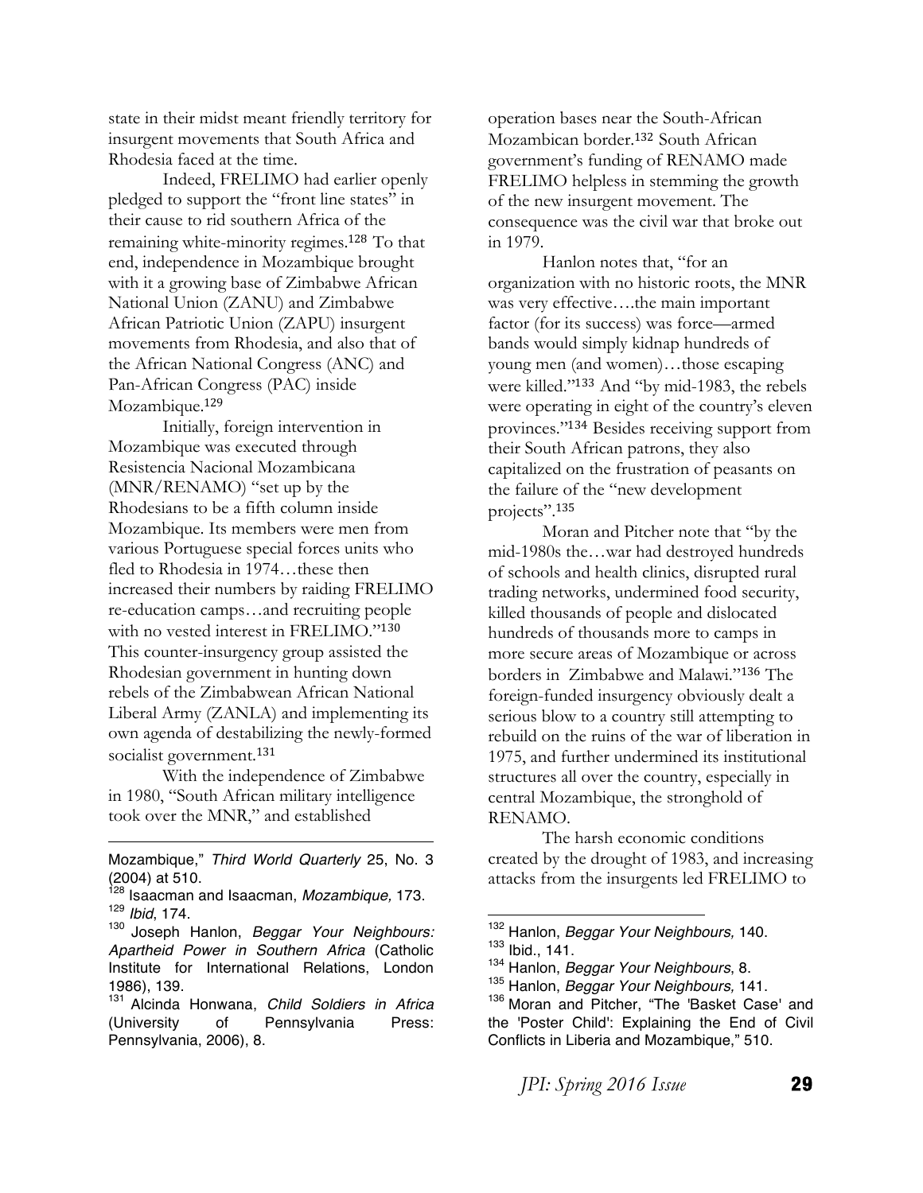state in their midst meant friendly territory for insurgent movements that South Africa and Rhodesia faced at the time.

Indeed, FRELIMO had earlier openly pledged to support the "front line states" in their cause to rid southern Africa of the remaining white-minority regimes.[128] To that end, independence in Mozambique brought with it a growing base of Zimbabwe African National Union (ZANU) and Zimbabwe African Patriotic Union (ZAPU) insurgent movements from Rhodesia, and also that of the African National Congress (ANC) and Pan-African Congress (PAC) inside Mozambique.[129]

Initially, foreign intervention in Mozambique was executed through Resistencia Nacional Mozambicana (MNR/RENAMO) "set up by the Rhodesians to be a fifth column inside Mozambique. Its members were men from various Portuguese special forces units who fled to Rhodesia in 1974…these then increased their numbers by raiding FRELIMO re-education camps…and recruiting people with no vested interest in FRELIMO."[130] This counter-insurgency group assisted the Rhodesian government in hunting down rebels of the Zimbabwean African National Liberal Army (ZANLA) and implementing its own agenda of destabilizing the newly-formed socialist government.[131]

With the independence of Zimbabwe in 1980, "South African military intelligence took over the MNR," and established operation bases near the South-African Mozambican border.[132] South African government's funding of RENAMO made FRELIMO helpless in stemming the growth of the new insurgent movement. The consequence was the civil war that broke out in 1979.

Hanlon notes that, "for an organization with no historic roots, the MNR was very effective….the main important factor (for its success) was force—armed bands would simply kidnap hundreds of young men (and women)…those escaping were killed."[133] And "by mid-1983, the rebels were operating in eight of the country's eleven provinces."[134] Besides receiving support from their South African patrons, they also capitalized on the frustration of peasants on the failure of the "new development projects".[135]

Moran and Pitcher note that "by the mid-1980s the…war had destroyed hundreds of schools and health clinics, disrupted rural trading networks, undermined food security, killed thousands of people and dislocated hundreds of thousands more to camps in more secure areas of Mozambique or across borders in Zimbabwe and Malawi."[136] The foreign-funded insurgency obviously dealt a serious blow to a country still attempting to rebuild on the ruins of the war of liberation in 1975, and further undermined its institutional structures all over the country, especially in central Mozambique, the stronghold of RENAMO.

The harsh economic conditions created by the drought of 1983, and increasing attacks from the insurgents led FRELIMO to

---

Mozambique," *Third World Quarterly* 25, No. 3 (2004) at 510.

[128] Isaacman and Isaacman, *Mozambique,* 173.

[129] *Ibid*, 174.

[130] Joseph Hanlon, *Beggar Your Neighbours: Apartheid Power in Southern Africa* (Catholic Institute for International Relations, London 1986), 139.

[131] Alcinda Honwana, *Child Soldiers in Africa* (University of Pennsylvania Press: Pennsylvania, 2006), 8.

[132] Hanlon, *Beggar Your Neighbours,* 140.

[133] Ibid., 141.

[134] Hanlon, *Beggar Your Neighbours*, 8.

[135] Hanlon, *Beggar Your Neighbours,* 141.

[136] Moran and Pitcher, "The 'Basket Case' and the 'Poster Child': Explaining the End of Civil Conflicts in Liberia and Mozambique," 510.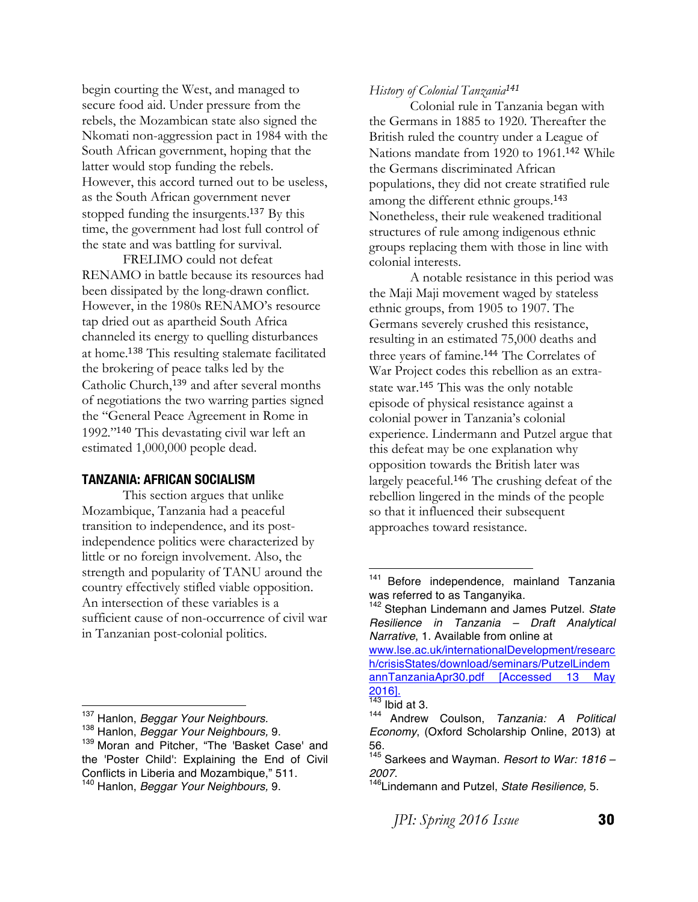begin courting the West, and managed to secure food aid. Under pressure from the rebels, the Mozambican state also signed the Nkomati non-aggression pact in 1984 with the South African government, hoping that the latter would stop funding the rebels. However, this accord turned out to be useless, as the South African government never stopped funding the insurgents.[137] By this time, the government had lost full control of the state and was battling for survival.

FRELIMO could not defeat RENAMO in battle because its resources had been dissipated by the long-drawn conflict. However, in the 1980s RENAMO's resource tap dried out as apartheid South Africa channeled its energy to quelling disturbances at home.[138] This resulting stalemate facilitated the brokering of peace talks led by the Catholic Church,[139] and after several months of negotiations the two warring parties signed the "General Peace Agreement in Rome in 1992."[140] This devastating civil war left an estimated 1,000,000 people dead.

## TANZANIA: AFRICAN SOCIALISM

This section argues that unlike Mozambique, Tanzania had a peaceful transition to independence, and its post-independence politics were characterized by little or no foreign involvement. Also, the strength and popularity of TANU around the country effectively stifled viable opposition. An intersection of these variables is a sufficient cause of non-occurrence of civil war in Tanzanian post-colonial politics.

[137] Hanlon, *Beggar Your Neighbours.*
[138] Hanlon, *Beggar Your Neighbours,* 9.
[139] Moran and Pitcher, "The 'Basket Case' and the 'Poster Child': Explaining the End of Civil Conflicts in Liberia and Mozambique," 511.
[140] Hanlon, *Beggar Your Neighbours,* 9.

### *History of Colonial Tanzania*[141]

Colonial rule in Tanzania began with the Germans in 1885 to 1920. Thereafter the British ruled the country under a League of Nations mandate from 1920 to 1961.[142] While the Germans discriminated African populations, they did not create stratified rule among the different ethnic groups.[143] Nonetheless, their rule weakened traditional structures of rule among indigenous ethnic groups replacing them with those in line with colonial interests.

A notable resistance in this period was the Maji Maji movement waged by stateless ethnic groups, from 1905 to 1907. The Germans severely crushed this resistance, resulting in an estimated 75,000 deaths and three years of famine.[144] The Correlates of War Project codes this rebellion as an extra-state war.[145] This was the only notable episode of physical resistance against a colonial power in Tanzania's colonial experience. Lindermann and Putzel argue that this defeat may be one explanation why opposition towards the British later was largely peaceful.[146] The crushing defeat of the rebellion lingered in the minds of the people so that it influenced their subsequent approaches toward resistance.

[141] Before independence, mainland Tanzania was referred to as Tanganyika.
[142] Stephan Lindemann and James Putzel. *State Resilience in Tanzania – Draft Analytical Narrative*, 1. Available from online at www.lse.ac.uk/internationalDevelopment/research/crisisStates/download/seminars/PutzelLindemannTanzaniaApr30.pdf [Accessed 13 May 2016].
[143] Ibid at 3.
[144] Andrew Coulson, *Tanzania: A Political Economy*, (Oxford Scholarship Online, 2013) at 56.
[145] Sarkees and Wayman. *Resort to War: 1816 – 2007.*
[146] Lindemann and Putzel, *State Resilience,* 5.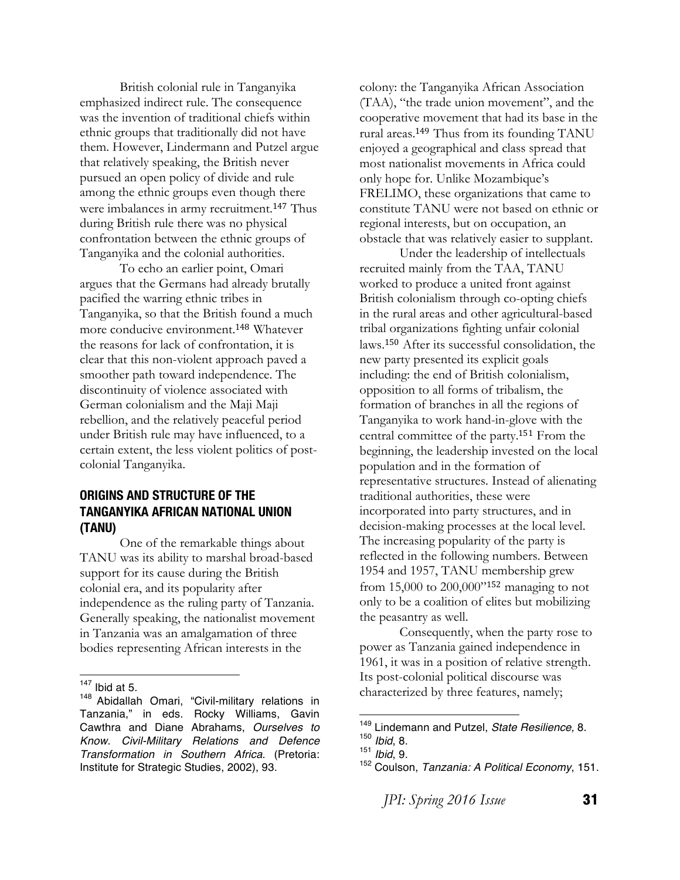British colonial rule in Tanganyika emphasized indirect rule. The consequence was the invention of traditional chiefs within ethnic groups that traditionally did not have them. However, Lindermann and Putzel argue that relatively speaking, the British never pursued an open policy of divide and rule among the ethnic groups even though there were imbalances in army recruitment.[147] Thus during British rule there was no physical confrontation between the ethnic groups of Tanganyika and the colonial authorities.

To echo an earlier point, Omari argues that the Germans had already brutally pacified the warring ethnic tribes in Tanganyika, so that the British found a much more conducive environment.[148] Whatever the reasons for lack of confrontation, it is clear that this non-violent approach paved a smoother path toward independence. The discontinuity of violence associated with German colonialism and the Maji Maji rebellion, and the relatively peaceful period under British rule may have influenced, to a certain extent, the less violent politics of post-colonial Tanganyika.

## ORIGINS AND STRUCTURE OF THE TANGANYIKA AFRICAN NATIONAL UNION (TANU)

One of the remarkable things about TANU was its ability to marshal broad-based support for its cause during the British colonial era, and its popularity after independence as the ruling party of Tanzania. Generally speaking, the nationalist movement in Tanzania was an amalgamation of three bodies representing African interests in the colony: the Tanganyika African Association (TAA), "the trade union movement", and the cooperative movement that had its base in the rural areas.[149] Thus from its founding TANU enjoyed a geographical and class spread that most nationalist movements in Africa could only hope for. Unlike Mozambique's FRELIMO, these organizations that came to constitute TANU were not based on ethnic or regional interests, but on occupation, an obstacle that was relatively easier to supplant.

Under the leadership of intellectuals recruited mainly from the TAA, TANU worked to produce a united front against British colonialism through co-opting chiefs in the rural areas and other agricultural-based tribal organizations fighting unfair colonial laws.[150] After its successful consolidation, the new party presented its explicit goals including: the end of British colonialism, opposition to all forms of tribalism, the formation of branches in all the regions of Tanganyika to work hand-in-glove with the central committee of the party.[151] From the beginning, the leadership invested on the local population and in the formation of representative structures. Instead of alienating traditional authorities, these were incorporated into party structures, and in decision-making processes at the local level. The increasing popularity of the party is reflected in the following numbers. Between 1954 and 1957, TANU membership grew from 15,000 to 200,000"[152] managing to not only to be a coalition of elites but mobilizing the peasantry as well.

Consequently, when the party rose to power as Tanzania gained independence in 1961, it was in a position of relative strength. Its post-colonial political discourse was characterized by three features, namely;

---

[147] Ibid at 5.

[148] Abidallah Omari, "Civil-military relations in Tanzania," in eds. Rocky Williams, Gavin Cawthra and Diane Abrahams, *Ourselves to Know. Civil-Military Relations and Defence Transformation in Southern Africa*. (Pretoria: Institute for Strategic Studies, 2002), 93.

[149] Lindemann and Putzel, *State Resilience,* 8.

[150] *Ibid*, 8.

[151] *Ibid*, 9.

[152] Coulson, *Tanzania: A Political Economy*, 151.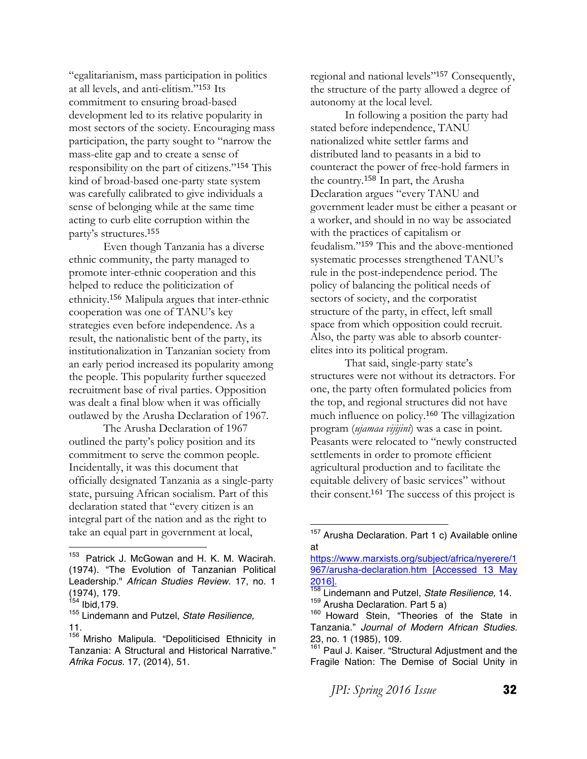"egalitarianism, mass participation in politics at all levels, and anti-elitism."[153] Its commitment to ensuring broad-based development led to its relative popularity in most sectors of the society. Encouraging mass participation, the party sought to "narrow the mass-elite gap and to create a sense of responsibility on the part of citizens."[154] This kind of broad-based one-party state system was carefully calibrated to give individuals a sense of belonging while at the same time acting to curb elite corruption within the party's structures.[155]

Even though Tanzania has a diverse ethnic community, the party managed to promote inter-ethnic cooperation and this helped to reduce the politicization of ethnicity.[156] Malipula argues that inter-ethnic cooperation was one of TANU's key strategies even before independence. As a result, the nationalistic bent of the party, its institutionalization in Tanzanian society from an early period increased its popularity among the people. This popularity further squeezed recruitment base of rival parties. Opposition was dealt a final blow when it was officially outlawed by the Arusha Declaration of 1967.

The Arusha Declaration of 1967 outlined the party's policy position and its commitment to serve the common people. Incidentally, it was this document that officially designated Tanzania as a single-party state, pursuing African socialism. Part of this declaration stated that "every citizen is an integral part of the nation and as the right to take an equal part in government at local, regional and national levels"[157] Consequently, the structure of the party allowed a degree of autonomy at the local level.

In following a position the party had stated before independence, TANU nationalized white settler farms and distributed land to peasants in a bid to counteract the power of free-hold farmers in the country.[158] In part, the Arusha Declaration argues "every TANU and government leader must be either a peasant or a worker, and should in no way be associated with the practices of capitalism or feudalism."[159] This and the above-mentioned systematic processes strengthened TANU's rule in the post-independence period. The policy of balancing the political needs of sectors of society, and the corporatist structure of the party, in effect, left small space from which opposition could recruit. Also, the party was able to absorb counter-elites into its political program.

That said, single-party state's structures were not without its detractors. For one, the party often formulated policies from the top, and regional structures did not have much influence on policy.[160] The villagization program (*ujamaa vijijini*) was a case in point. Peasants were relocated to "newly constructed settlements in order to promote efficient agricultural production and to facilitate the equitable delivery of basic services" without their consent.[161] The success of this project is

---

[153] Patrick J. McGowan and H. K. M. Wacirah. (1974). "The Evolution of Tanzanian Political Leadership." *African Studies Review*. 17, no. 1 (1974), 179.

[154] Ibid,179.

[155] Lindemann and Putzel, *State Resilience,* 11.

[156] Mrisho Malipula. "Depoliticised Ethnicity in Tanzania: A Structural and Historical Narrative." *Afrika Focus*. 17, (2014), 51.

[157] Arusha Declaration. Part 1 c) Available online at https://www.marxists.org/subject/africa/nyerere/1967/arusha-declaration.htm [Accessed 13 May 2016].

[158] Lindemann and Putzel, *State Resilience,* 14.

[159] Arusha Declaration. Part 5 a)

[160] Howard Stein, "Theories of the State in Tanzania." *Journal of Modern African Studies*. 23, no. 1 (1985), 109.

[161] Paul J. Kaiser. "Structural Adjustment and the Fragile Nation: The Demise of Social Unity in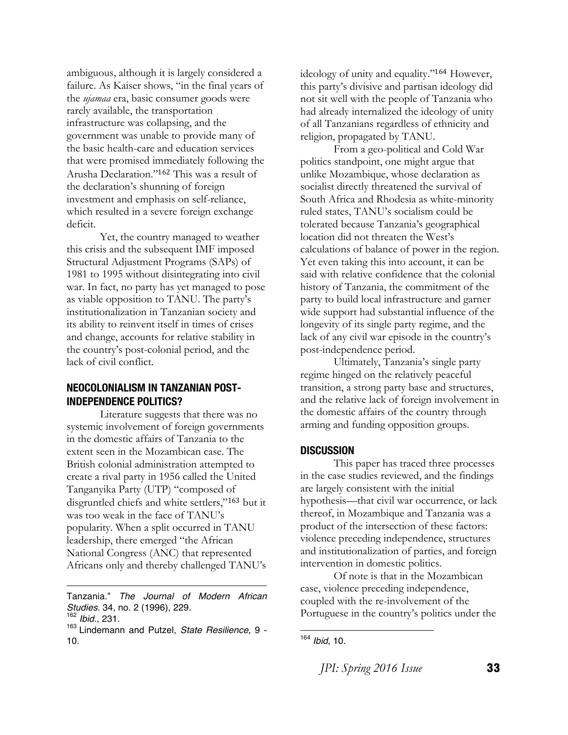ambiguous, although it is largely considered a failure. As Kaiser shows, "in the final years of the *ujamaa* era, basic consumer goods were rarely available, the transportation infrastructure was collapsing, and the government was unable to provide many of the basic health-care and education services that were promised immediately following the Arusha Declaration."[162] This was a result of the declaration's shunning of foreign investment and emphasis on self-reliance, which resulted in a severe foreign exchange deficit.

Yet, the country managed to weather this crisis and the subsequent IMF imposed Structural Adjustment Programs (SAPs) of 1981 to 1995 without disintegrating into civil war. In fact, no party has yet managed to pose as viable opposition to TANU. The party's institutionalization in Tanzanian society and its ability to reinvent itself in times of crises and change, accounts for relative stability in the country's post-colonial period, and the lack of civil conflict.

## NEOCOLONIALISM IN TANZANIAN POST-INDEPENDENCE POLITICS?

Literature suggests that there was no systemic involvement of foreign governments in the domestic affairs of Tanzania to the extent seen in the Mozambican case. The British colonial administration attempted to create a rival party in 1956 called the United Tanganyika Party (UTP) "composed of disgruntled chiefs and white settlers,"[163] but it was too weak in the face of TANU's popularity. When a split occurred in TANU leadership, there emerged "the African National Congress (ANC) that represented Africans only and thereby challenged TANU's ideology of unity and equality."[164] However, this party's divisive and partisan ideology did not sit well with the people of Tanzania who had already internalized the ideology of unity of all Tanzanians regardless of ethnicity and religion, propagated by TANU.

From a geo-political and Cold War politics standpoint, one might argue that unlike Mozambique, whose declaration as socialist directly threatened the survival of South Africa and Rhodesia as white-minority ruled states, TANU's socialism could be tolerated because Tanzania's geographical location did not threaten the West's calculations of balance of power in the region. Yet even taking this into account, it can be said with relative confidence that the colonial history of Tanzania, the commitment of the party to build local infrastructure and garner wide support had substantial influence of the longevity of its single party regime, and the lack of any civil war episode in the country's post-independence period.

Ultimately, Tanzania's single party regime hinged on the relatively peaceful transition, a strong party base and structures, and the relative lack of foreign involvement in the domestic affairs of the country through arming and funding opposition groups.

## DISCUSSION

This paper has traced three processes in the case studies reviewed, and the findings are largely consistent with the initial hypothesis—that civil war occurrence, or lack thereof, in Mozambique and Tanzania was a product of the intersection of these factors: violence preceding independence, structures and institutionalization of parties, and foreign intervention in domestic politics.

Of note is that in the Mozambican case, violence preceding independence, coupled with the re-involvement of the Portuguese in the country's politics under the

---

Tanzania." *The Journal of Modern African Studies*. 34, no. 2 (1996), 229.

[162] *Ibid*., 231.

[163] Lindemann and Putzel, *State Resilience,* 9 - 10.

[164] *Ibid*, 10.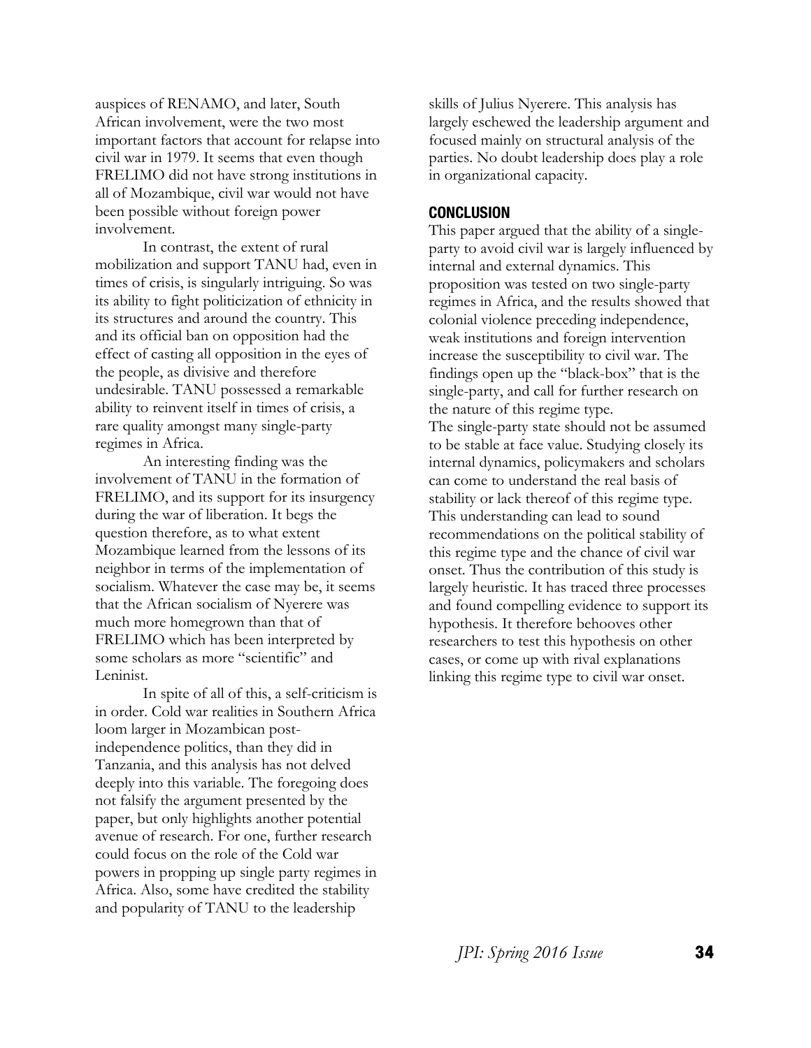auspices of RENAMO, and later, South African involvement, were the two most important factors that account for relapse into civil war in 1979. It seems that even though FRELIMO did not have strong institutions in all of Mozambique, civil war would not have been possible without foreign power involvement.

In contrast, the extent of rural mobilization and support TANU had, even in times of crisis, is singularly intriguing. So was its ability to fight politicization of ethnicity in its structures and around the country. This and its official ban on opposition had the effect of casting all opposition in the eyes of the people, as divisive and therefore undesirable. TANU possessed a remarkable ability to reinvent itself in times of crisis, a rare quality amongst many single-party regimes in Africa.

An interesting finding was the involvement of TANU in the formation of FRELIMO, and its support for its insurgency during the war of liberation. It begs the question therefore, as to what extent Mozambique learned from the lessons of its neighbor in terms of the implementation of socialism. Whatever the case may be, it seems that the African socialism of Nyerere was much more homegrown than that of FRELIMO which has been interpreted by some scholars as more "scientific" and Leninist.

In spite of all of this, a self-criticism is in order. Cold war realities in Southern Africa loom larger in Mozambican post-independence politics, than they did in Tanzania, and this analysis has not delved deeply into this variable. The foregoing does not falsify the argument presented by the paper, but only highlights another potential avenue of research. For one, further research could focus on the role of the Cold war powers in propping up single party regimes in Africa. Also, some have credited the stability and popularity of TANU to the leadership skills of Julius Nyerere. This analysis has largely eschewed the leadership argument and focused mainly on structural analysis of the parties. No doubt leadership does play a role in organizational capacity.

## CONCLUSION

This paper argued that the ability of a single-party to avoid civil war is largely influenced by internal and external dynamics. This proposition was tested on two single-party regimes in Africa, and the results showed that colonial violence preceding independence, weak institutions and foreign intervention increase the susceptibility to civil war. The findings open up the "black-box" that is the single-party, and call for further research on the nature of this regime type.

The single-party state should not be assumed to be stable at face value. Studying closely its internal dynamics, policymakers and scholars can come to understand the real basis of stability or lack thereof of this regime type. This understanding can lead to sound recommendations on the political stability of this regime type and the chance of civil war onset. Thus the contribution of this study is largely heuristic. It has traced three processes and found compelling evidence to support its hypothesis. It therefore behooves other researchers to test this hypothesis on other cases, or come up with rival explanations linking this regime type to civil war onset.